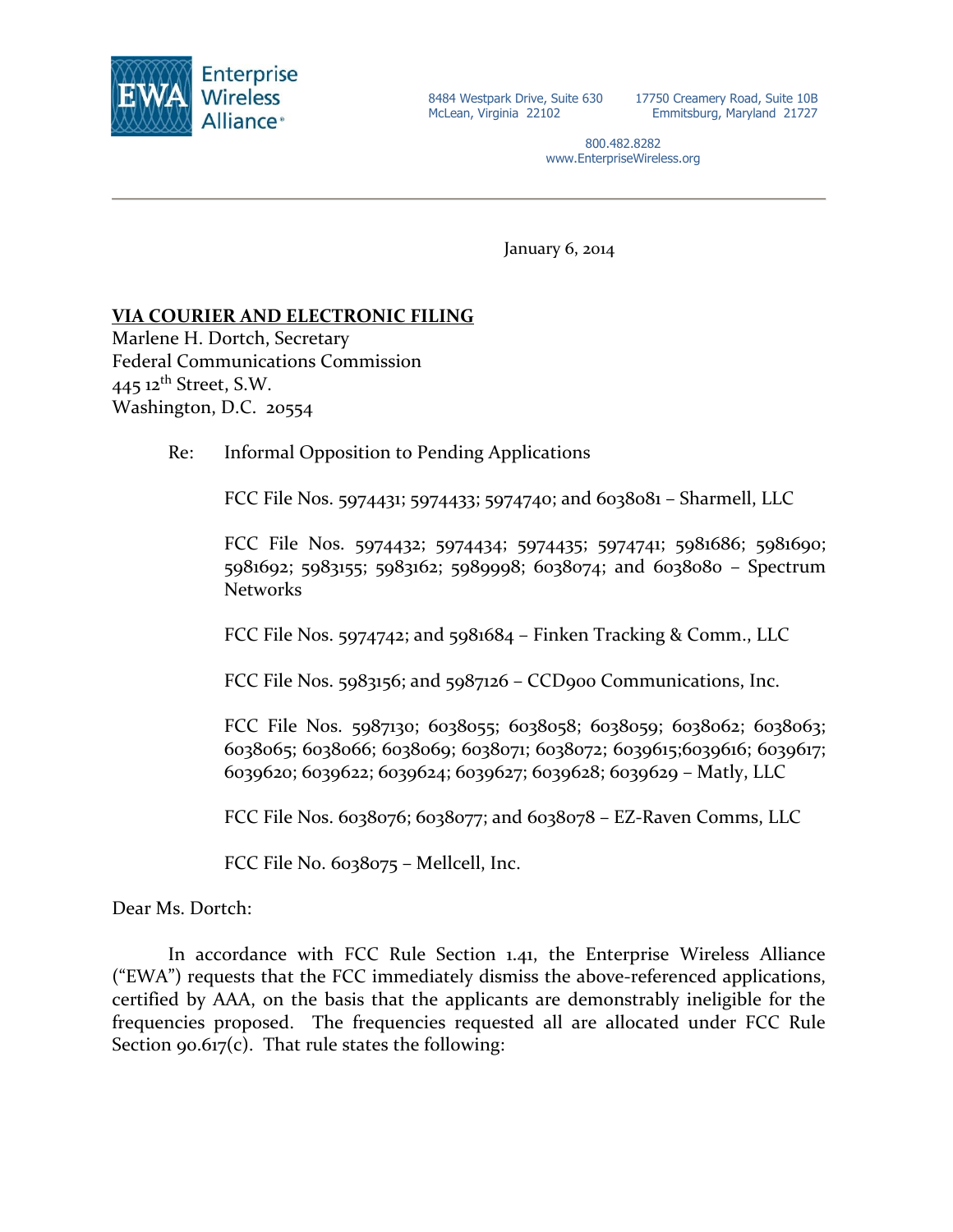Enterprise Wireless Alliance

8484 Westpark Drive, Suite 630
McLean, Virginia 22102

17750 Creamery Road, Suite 10B
Emmitsburg, Maryland 21727

800.482.8282
www.EnterpriseWireless.org

January 6, 2014

**VIA COURIER AND ELECTRONIC FILING**
Marlene H. Dortch, Secretary
Federal Communications Commission
445 12th Street, S.W.
Washington, D.C. 20554

Re: Informal Opposition to Pending Applications

FCC File Nos. 5974431; 5974433; 5974740; and 6038081 – Sharmell, LLC

FCC File Nos. 5974432; 5974434; 5974435; 5974741; 5981686; 5981690; 5981692; 5983155; 5983162; 5989998; 6038074; and 6038080 – Spectrum Networks

FCC File Nos. 5974742; and 5981684 – Finken Tracking & Comm., LLC

FCC File Nos. 5983156; and 5987126 – CCD900 Communications, Inc.

FCC File Nos. 5987130; 6038055; 6038058; 6038059; 6038062; 6038063; 6038065; 6038066; 6038069; 6038071; 6038072; 6039615;6039616; 6039617; 6039620; 6039622; 6039624; 6039627; 6039628; 6039629 – Matly, LLC

FCC File Nos. 6038076; 6038077; and 6038078 – EZ-Raven Comms, LLC

FCC File No. 6038075 – Mellcell, Inc.

Dear Ms. Dortch:

In accordance with FCC Rule Section 1.41, the Enterprise Wireless Alliance ("EWA") requests that the FCC immediately dismiss the above-referenced applications, certified by AAA, on the basis that the applicants are demonstrably ineligible for the frequencies proposed. The frequencies requested all are allocated under FCC Rule Section 90.617(c). That rule states the following: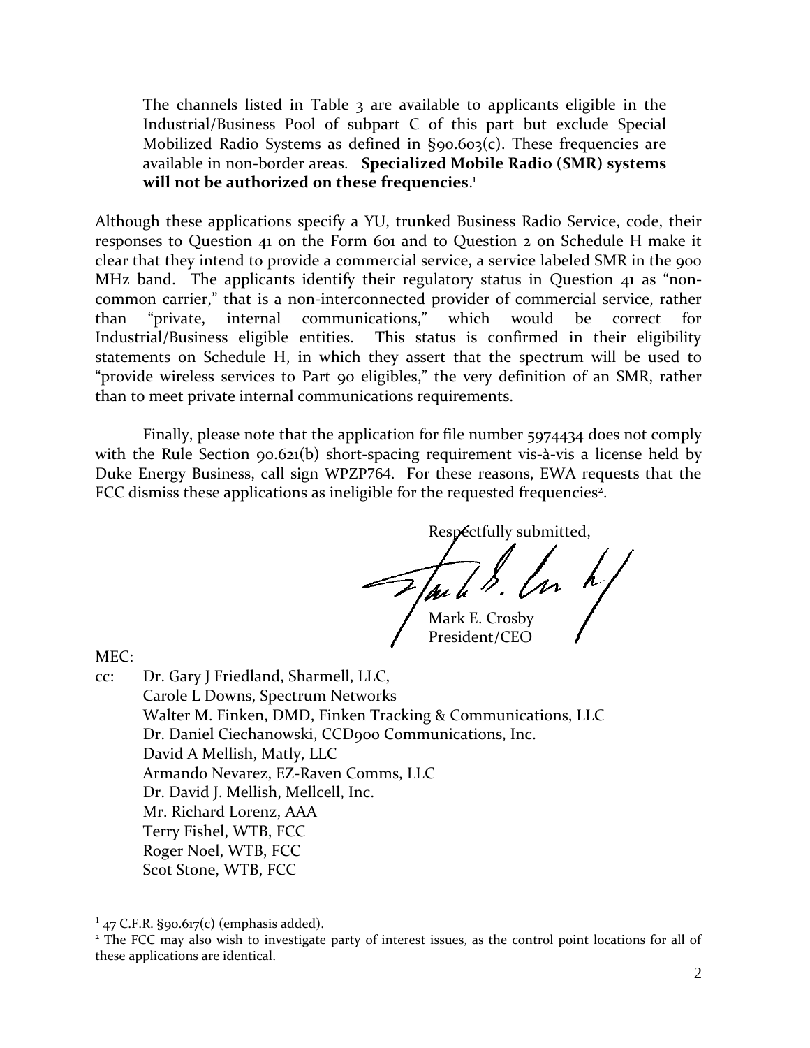> The channels listed in Table 3 are available to applicants eligible in the Industrial/Business Pool of subpart C of this part but exclude Special Mobilized Radio Systems as defined in §90.603(c). These frequencies are available in non-border areas. **Specialized Mobile Radio (SMR) systems will not be authorized on these frequencies**.[1]

Although these applications specify a YU, trunked Business Radio Service, code, their responses to Question 41 on the Form 601 and to Question 2 on Schedule H make it clear that they intend to provide a commercial service, a service labeled SMR in the 900 MHz band. The applicants identify their regulatory status in Question 41 as "non-common carrier," that is a non-interconnected provider of commercial service, rather than "private, internal communications," which would be correct for Industrial/Business eligible entities. This status is confirmed in their eligibility statements on Schedule H, in which they assert that the spectrum will be used to "provide wireless services to Part 90 eligibles," the very definition of an SMR, rather than to meet private internal communications requirements.

Finally, please note that the application for file number 5974434 does not comply with the Rule Section 90.621(b) short-spacing requirement vis-à-vis a license held by Duke Energy Business, call sign WPZP764. For these reasons, EWA requests that the FCC dismiss these applications as ineligible for the requested frequencies[2].

Respectfully submitted,

Mark E. Crosby
President/CEO

MEC:

cc: Dr. Gary J Friedland, Sharmell, LLC,
Carole L Downs, Spectrum Networks
Walter M. Finken, DMD, Finken Tracking & Communications, LLC
Dr. Daniel Ciechanowski, CCD900 Communications, Inc.
David A Mellish, Matly, LLC
Armando Nevarez, EZ-Raven Comms, LLC
Dr. David J. Mellish, Mellcell, Inc.
Mr. Richard Lorenz, AAA
Terry Fishel, WTB, FCC
Roger Noel, WTB, FCC
Scot Stone, WTB, FCC

---

[1] 47 C.F.R. §90.617(c) (emphasis added).

[2] The FCC may also wish to investigate party of interest issues, as the control point locations for all of these applications are identical.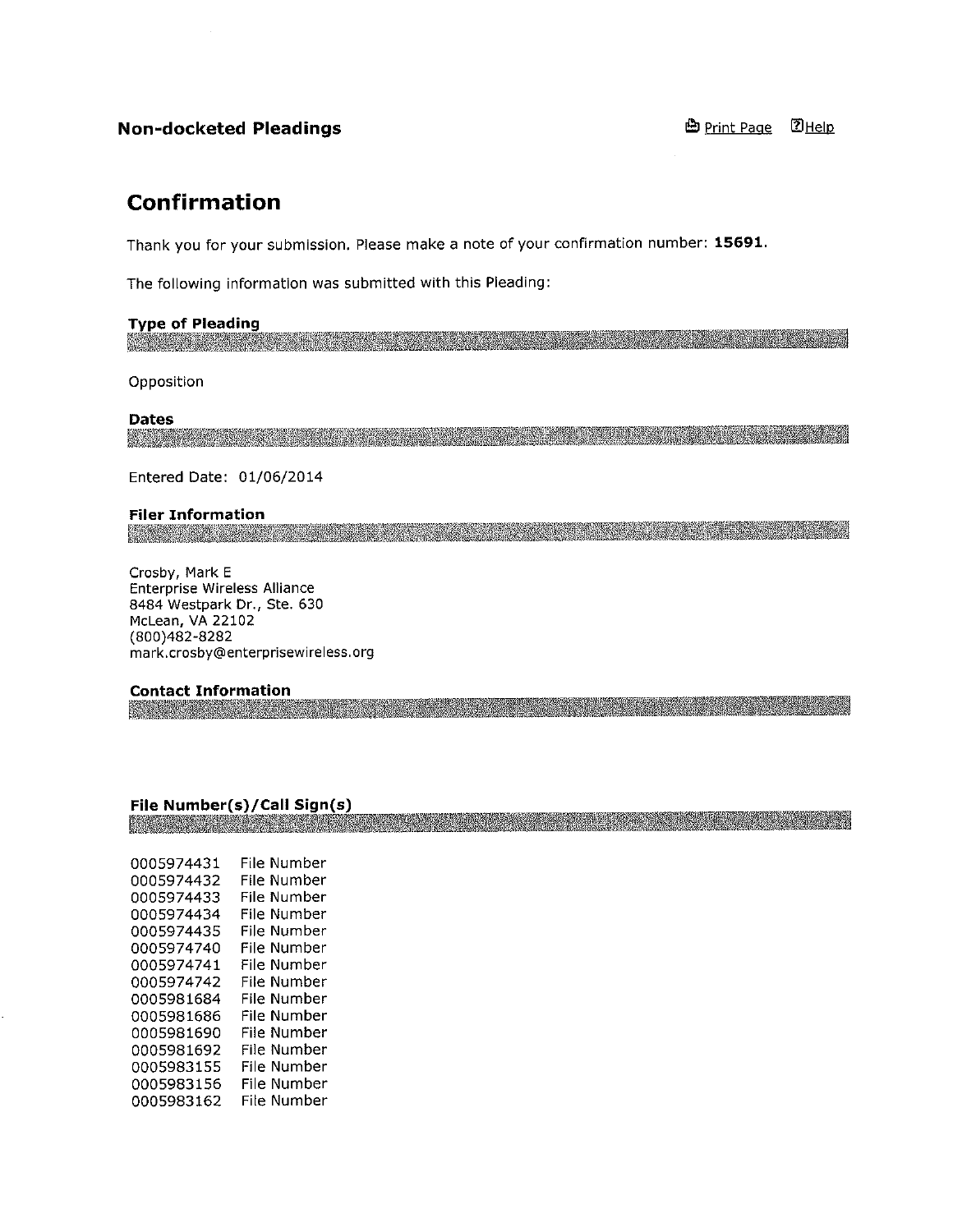## Non-docketed Pleadings

Print Page Help

# Confirmation

Thank you for your submission. Please make a note of your confirmation number: **15691**.

The following information was submitted with this Pleading:

### Type of Pleading

Opposition

### Dates

Entered Date: 01/06/2014

### Filer Information

Crosby, Mark E
Enterprise Wireless Alliance
8484 Westpark Dr., Ste. 630
McLean, VA 22102
(800)482-8282
mark.crosby@enterprisewireless.org

### Contact Information

### File Number(s)/Call Sign(s)

| | |
|---|---|
| 0005974431 | File Number |
| 0005974432 | File Number |
| 0005974433 | File Number |
| 0005974434 | File Number |
| 0005974435 | File Number |
| 0005974740 | File Number |
| 0005974741 | File Number |
| 0005974742 | File Number |
| 0005981684 | File Number |
| 0005981686 | File Number |
| 0005981690 | File Number |
| 0005981692 | File Number |
| 0005983155 | File Number |
| 0005983156 | File Number |
| 0005983162 | File Number |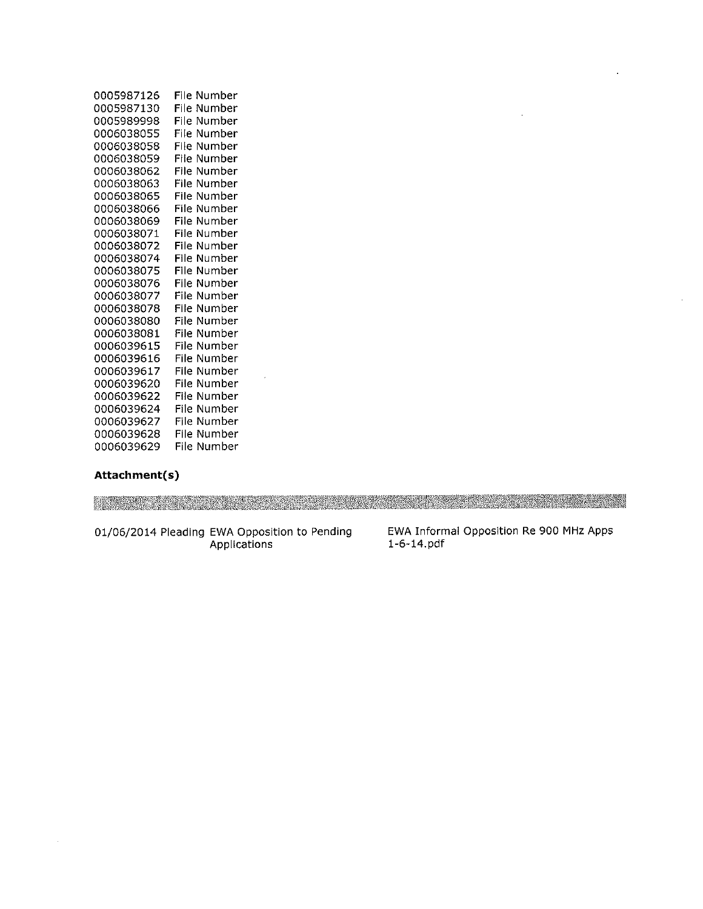| | |
|---|---|
| 0005987126 | File Number |
| 0005987130 | File Number |
| 0005989998 | File Number |
| 0006038055 | File Number |
| 0006038058 | File Number |
| 0006038059 | File Number |
| 0006038062 | File Number |
| 0006038063 | File Number |
| 0006038065 | File Number |
| 0006038066 | File Number |
| 0006038069 | File Number |
| 0006038071 | File Number |
| 0006038072 | File Number |
| 0006038074 | File Number |
| 0006038075 | File Number |
| 0006038076 | File Number |
| 0006038077 | File Number |
| 0006038078 | File Number |
| 0006038080 | File Number |
| 0006038081 | File Number |
| 0006039615 | File Number |
| 0006039616 | File Number |
| 0006039617 | File Number |
| 0006039620 | File Number |
| 0006039622 | File Number |
| 0006039624 | File Number |
| 0006039627 | File Number |
| 0006039628 | File Number |
| 0006039629 | File Number |

**Attachment(s)**

| | | | |
|---|---|---|---|
| 01/06/2014 | Pleading | EWA Opposition to Pending Applications | EWA Informal Opposition Re 900 MHz Apps 1-6-14.pdf |